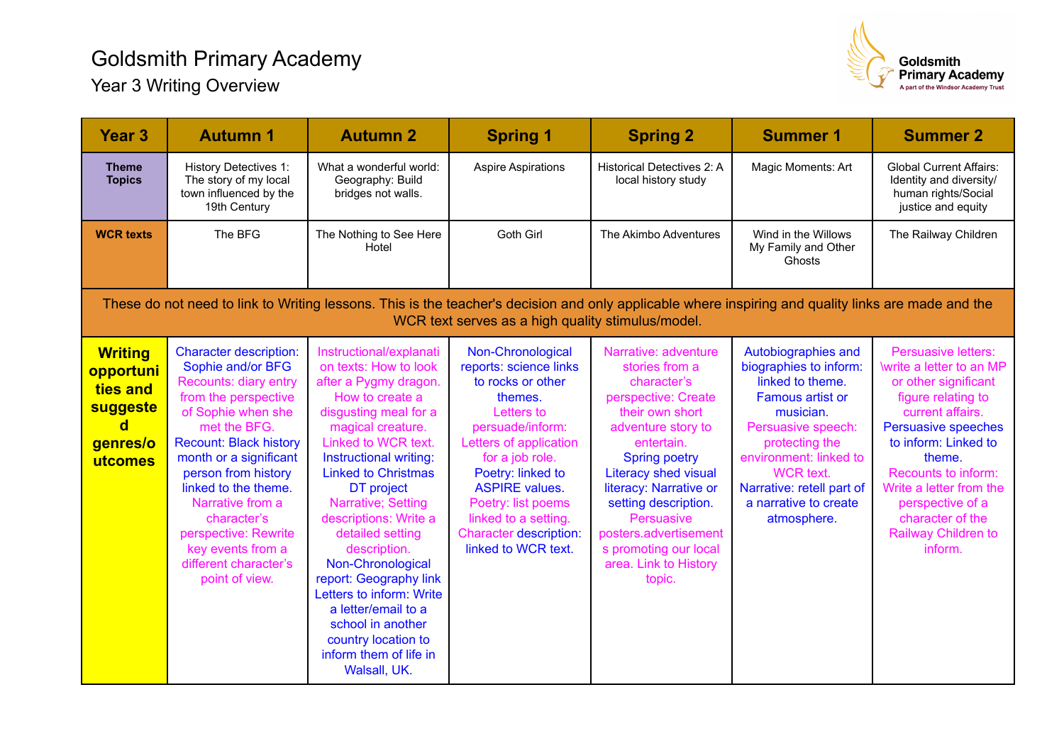# Goldsmith Primary Academy

## Year 3 Writing Overview

| Year 3 | Autumn 1 | Autumn 2 | Spring 1 | Spring 2 | Summer 1 | Summer 2 |
|---|---|---|---|---|---|---|
| **Theme Topics** | History Detectives 1: The story of my local town influenced by the 19th Century | What a wonderful world: Geography: Build bridges not walls. | Aspire Aspirations | Historical Detectives 2: A local history study | Magic Moments: Art | Global Current Affairs: Identity and diversity/ human rights/Social justice and equity |
| **WCR texts** | The BFG | The Nothing to See Here Hotel | Goth Girl | The Akimbo Adventures | Wind in the Willows<br>My Family and Other Ghosts | The Railway Children |
| These do not need to link to Writing lessons. This is the teacher's decision and only applicable where inspiring and quality links are made and the WCR text serves as a high quality stimulus/model. | | | | | | |
| **Writing opportunities and suggested genres/outcomes** | Character description: Sophie and/or BFG<br>Recounts: diary entry from the perspective of Sophie when she met the BFG.<br>Recount: Black history month or a significant person from history linked to the theme.<br>Narrative from a character's perspective: Rewrite key events from a different character's point of view. | Instructional/explanation texts: How to look after a Pygmy dragon. How to create a disgusting meal for a magical creature. Linked to WCR text.<br>Instructional writing: Linked to Christmas DT project<br>Narrative; Setting descriptions: Write a detailed setting description.<br>Non-Chronological report: Geography link<br>Letters to inform: Write a letter/email to a school in another country location to inform them of life in Walsall, UK. | Non-Chronological reports: science links to rocks or other themes.<br>Letters to persuade/inform: Letters of application for a job role.<br>Poetry: linked to ASPIRE values.<br>Poetry: list poems linked to a setting.<br>Character description: linked to WCR text. | Narrative: adventure stories from a character's perspective: Create their own short adventure story to entertain.<br>Spring poetry<br>Literacy shed visual literacy: Narrative or setting description.<br>Persuasive posters.advertisements promoting our local area. Link to History topic. | Autobiographies and biographies to inform: linked to theme. Famous artist or musician.<br>Persuasive speech: protecting the environment: linked to WCR text.<br>Narrative: retell part of a narrative to create atmosphere. | Persuasive letters: \write a letter to an MP or other significant figure relating to current affairs.<br>Persuasive speeches to inform: Linked to theme.<br>Recounts to inform: Write a letter from the perspective of a character of the Railway Children to inform. |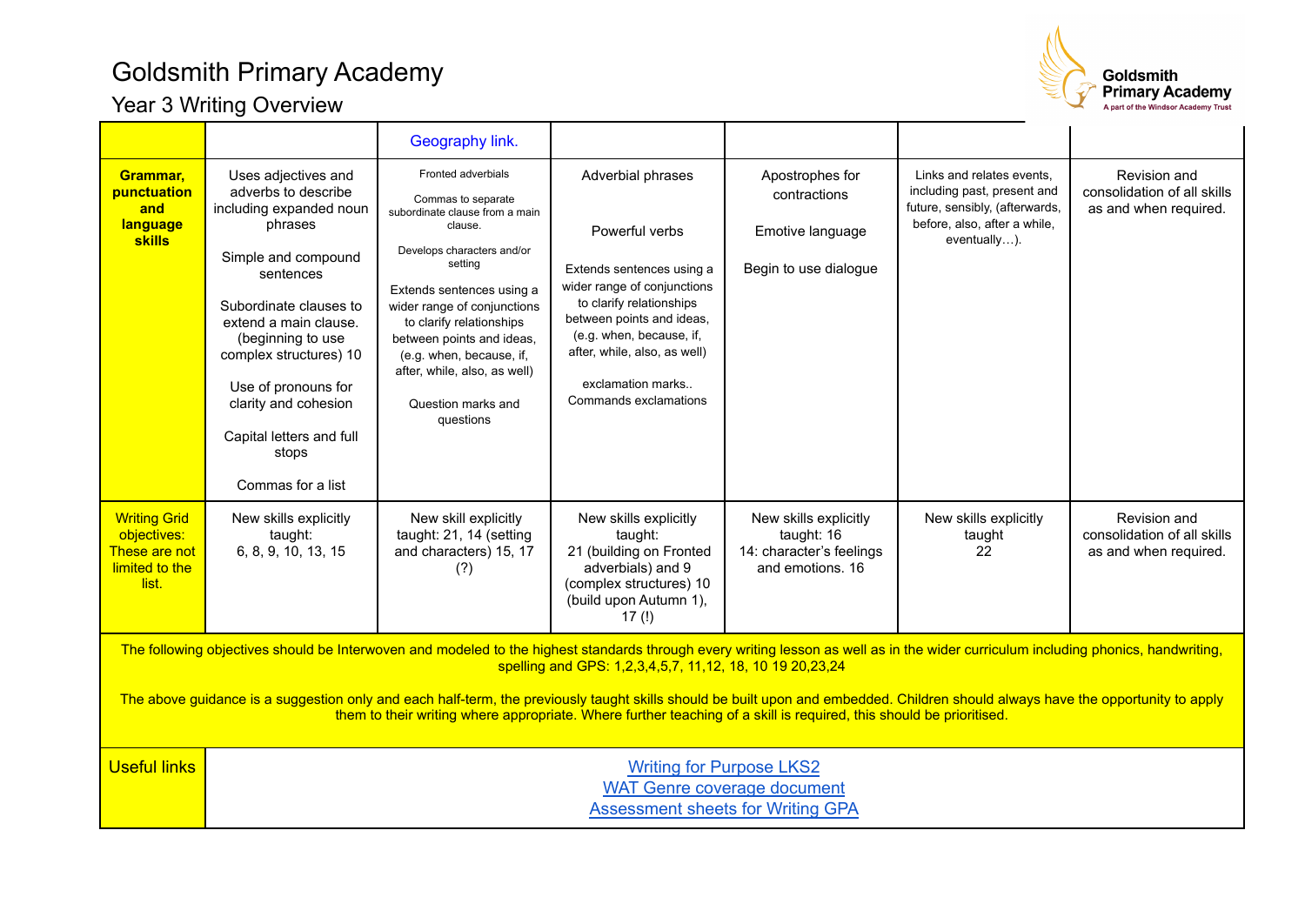# Goldsmith Primary Academy

## Year 3 Writing Overview

| | | | | | | |
|---|---|---|---|---|---|---|
| | | Geography link. | | | | |
| **Grammar, punctuation and language skills** | Uses adjectives and adverbs to describe including expanded noun phrases<br><br>Simple and compound sentences<br><br>Subordinate clauses to extend a main clause. (beginning to use complex structures) 10<br><br>Use of pronouns for clarity and cohesion<br><br>Capital letters and full stops<br><br>Commas for a list | Fronted adverbials<br><br>Commas to separate subordinate clause from a main clause.<br><br>Develops characters and/or setting<br><br>Extends sentences using a wider range of conjunctions to clarify relationships between points and ideas, (e.g. when, because, if, after, while, also, as well)<br><br>Question marks and questions | Adverbial phrases<br><br>Powerful verbs<br><br>Extends sentences using a wider range of conjunctions to clarify relationships between points and ideas, (e.g. when, because, if, after, while, also, as well)<br><br>exclamation marks..<br>Commands exclamations | Apostrophes for contractions<br><br>Emotive language<br><br>Begin to use dialogue | Links and relates events, including past, present and future, sensibly, (afterwards, before, also, after a while, eventually…). | Revision and consolidation of all skills as and when required. |
| Writing Grid objectives: These are not limited to the list. | New skills explicitly taught:<br>6, 8, 9, 10, 13, 15 | New skill explicitly taught: 21, 14 (setting and characters) 15, 17 (?) | New skills explicitly taught:<br>21 (building on Fronted adverbials) and 9 (complex structures) 10 (build upon Autumn 1), 17 (!) | New skills explicitly taught: 16<br>14: character's feelings and emotions. 16 | New skills explicitly taught<br>22 | Revision and consolidation of all skills as and when required. |

The following objectives should be Interwoven and modeled to the highest standards through every writing lesson as well as in the wider curriculum including phonics, handwriting, spelling and GPS: 1,2,3,4,5,7, 11,12, 18, 10 19 20,23,24

The above guidance is a suggestion only and each half-term, the previously taught skills should be built upon and embedded. Children should always have the opportunity to apply them to their writing where appropriate. Where further teaching of a skill is required, this should be prioritised.

**Useful links**

- Writing for Purpose LKS2
- WAT Genre coverage document
- Assessment sheets for Writing GPA